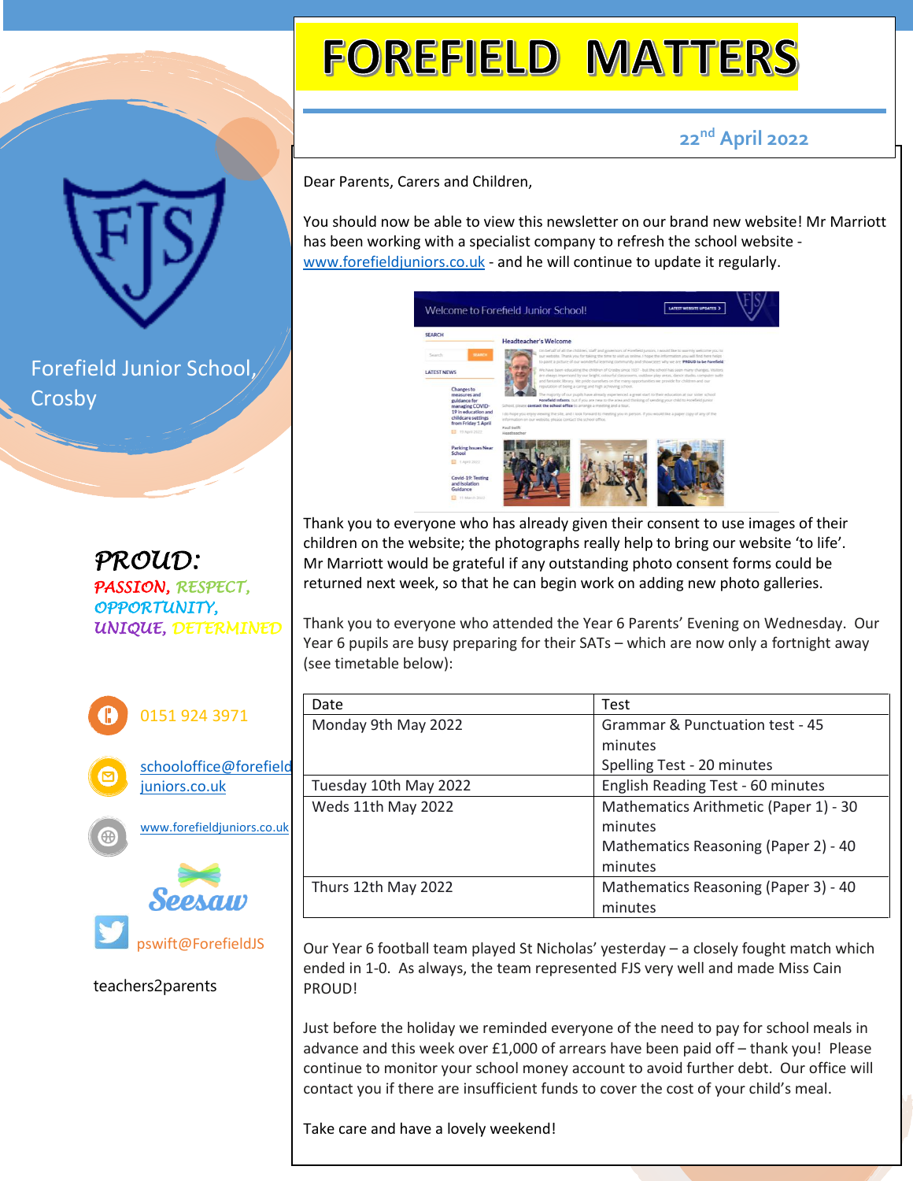# FOREFIELD MATTERS

22nd April 2022

Forefield Junior School, Crosby

*PROUD:*
*PASSION, RESPECT, OPPORTUNITY, UNIQUE, DETERMINED*

0151 924 3971

schooloffice@forefieldjuniors.co.uk

www.forefieldjuniors.co.uk

Seesaw

pswift@ForefieldJS

teachers2parents

Dear Parents, Carers and Children,

You should now be able to view this newsletter on our brand new website! Mr Marriott has been working with a specialist company to refresh the school website - www.forefieldjuniors.co.uk - and he will continue to update it regularly.

Thank you to everyone who has already given their consent to use images of their children on the website; the photographs really help to bring our website 'to life'. Mr Marriott would be grateful if any outstanding photo consent forms could be returned next week, so that he can begin work on adding new photo galleries.

Thank you to everyone who attended the Year 6 Parents' Evening on Wednesday. Our Year 6 pupils are busy preparing for their SATs – which are now only a fortnight away (see timetable below):

| Date | Test |
|---|---|
| Monday 9th May 2022 | Grammar & Punctuation test - 45 minutes<br>Spelling Test - 20 minutes |
| Tuesday 10th May 2022 | English Reading Test - 60 minutes |
| Weds 11th May 2022 | Mathematics Arithmetic (Paper 1) - 30 minutes<br>Mathematics Reasoning (Paper 2) - 40 minutes |
| Thurs 12th May 2022 | Mathematics Reasoning (Paper 3) - 40 minutes |

Our Year 6 football team played St Nicholas' yesterday – a closely fought match which ended in 1-0. As always, the team represented FJS very well and made Miss Cain PROUD!

Just before the holiday we reminded everyone of the need to pay for school meals in advance and this week over £1,000 of arrears have been paid off – thank you! Please continue to monitor your school money account to avoid further debt. Our office will contact you if there are insufficient funds to cover the cost of your child's meal.

Take care and have a lovely weekend!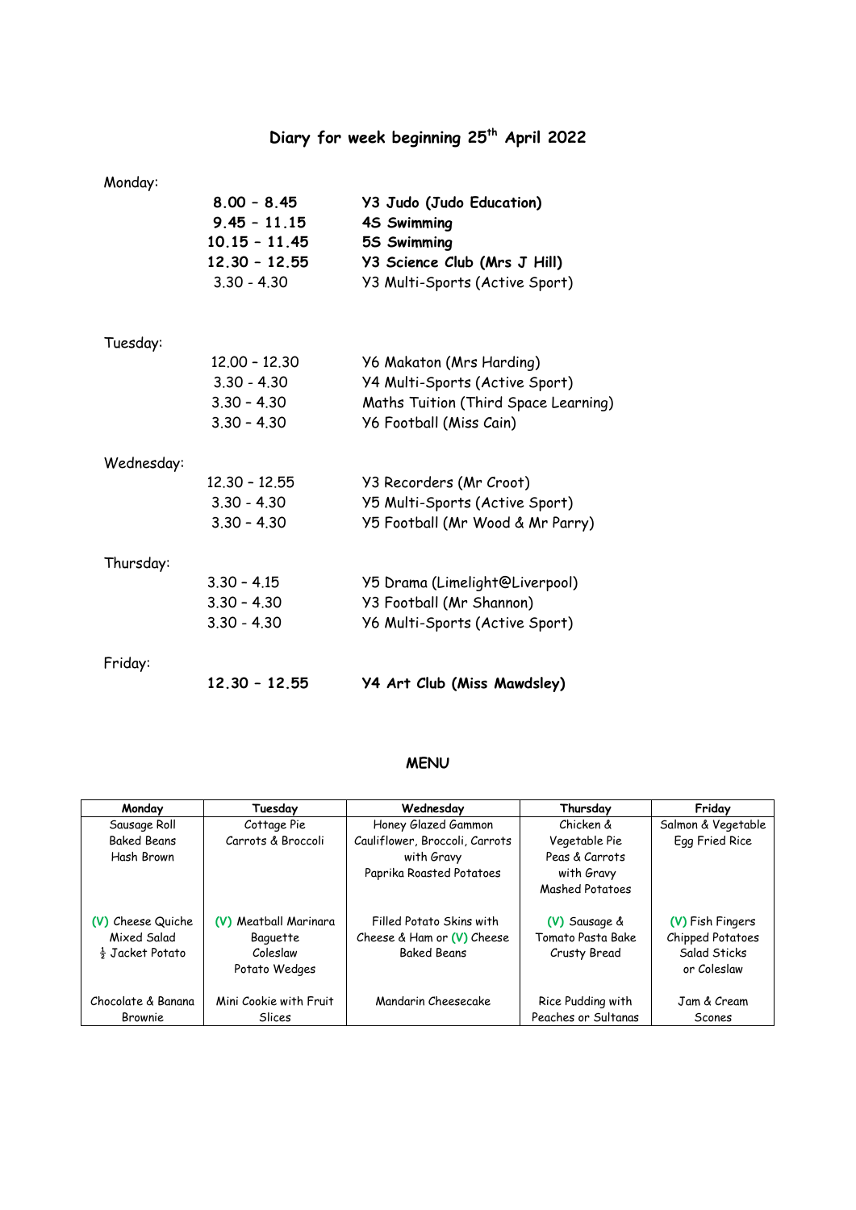# Diary for week beginning 25th April 2022

Monday:

**8.00 – 8.45** **Y3 Judo (Judo Education)**
**9.45 – 11.15** **4S Swimming**
**10.15 – 11.45** **5S Swimming**
**12.30 – 12.55** **Y3 Science Club (Mrs J Hill)**
3.30 - 4.30 Y3 Multi-Sports (Active Sport)

Tuesday:

12.00 – 12.30 Y6 Makaton (Mrs Harding)
3.30 - 4.30 Y4 Multi-Sports (Active Sport)
3.30 – 4.30 Maths Tuition (Third Space Learning)
3.30 – 4.30 Y6 Football (Miss Cain)

Wednesday:

12.30 – 12.55 Y3 Recorders (Mr Croot)
3.30 - 4.30 Y5 Multi-Sports (Active Sport)
3.30 – 4.30 Y5 Football (Mr Wood & Mr Parry)

Thursday:

3.30 – 4.15 Y5 Drama (Limelight@Liverpool)
3.30 – 4.30 Y3 Football (Mr Shannon)
3.30 - 4.30 Y6 Multi-Sports (Active Sport)

Friday:

**12.30 – 12.55** **Y4 Art Club (Miss Mawdsley)**

## MENU

| Monday | Tuesday | Wednesday | Thursday | Friday |
|---|---|---|---|---|
| Sausage Roll<br>Baked Beans<br>Hash Brown | Cottage Pie<br>Carrots & Broccoli | Honey Glazed Gammon<br>Cauliflower, Broccoli, Carrots with Gravy<br>Paprika Roasted Potatoes | Chicken & Vegetable Pie<br>Peas & Carrots with Gravy<br>Mashed Potatoes | Salmon & Vegetable Egg Fried Rice |
| (V) Cheese Quiche<br>Mixed Salad<br>½ Jacket Potato | (V) Meatball Marinara Baguette<br>Coleslaw<br>Potato Wedges | Filled Potato Skins with Cheese & Ham or (V) Cheese<br>Baked Beans | (V) Sausage & Tomato Pasta Bake<br>Crusty Bread | (V) Fish Fingers<br>Chipped Potatoes<br>Salad Sticks or Coleslaw |
| Chocolate & Banana Brownie | Mini Cookie with Fruit Slices | Mandarin Cheesecake | Rice Pudding with Peaches or Sultanas | Jam & Cream Scones |